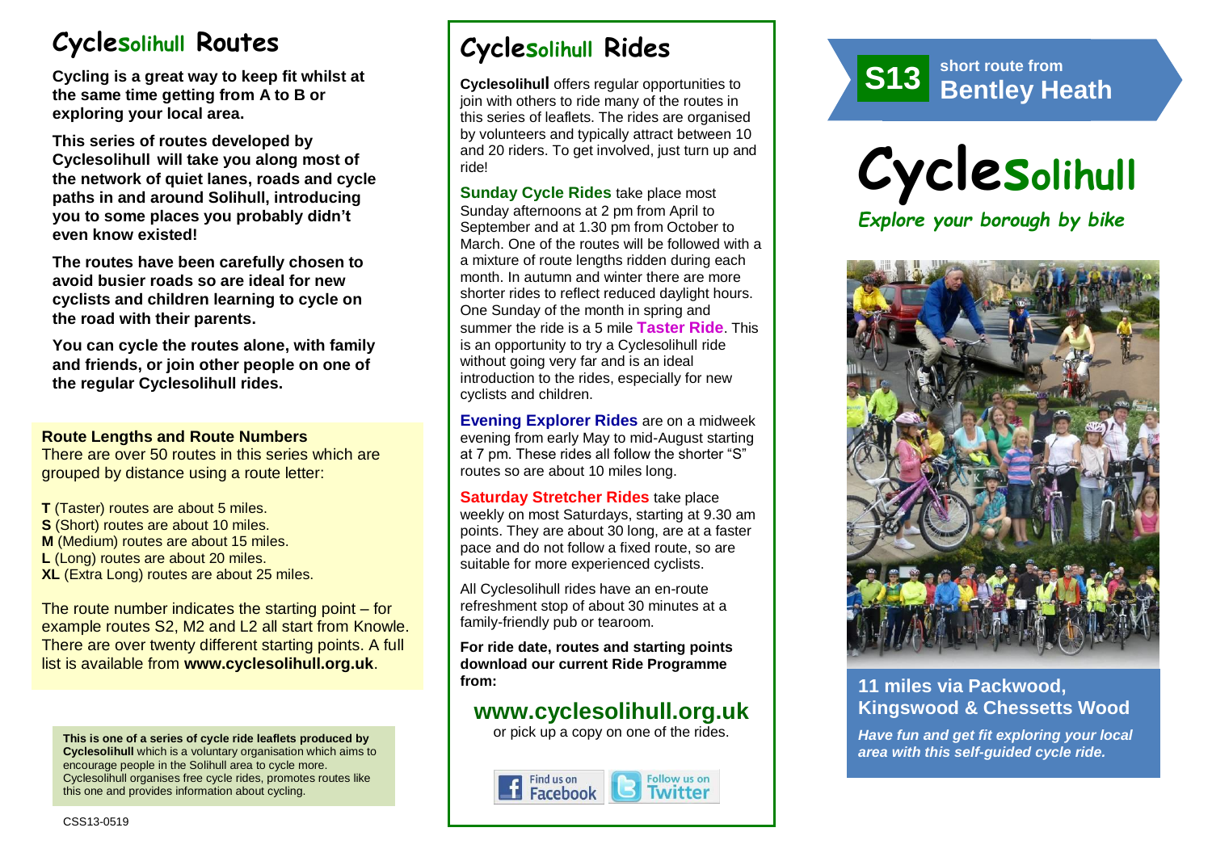# CycleSolihull Routes

**Cycling is a great way to keep fit whilst at the same time getting from A to B or exploring your local area.**

**This series of routes developed by Cyclesolihull will take you along most of the network of quiet lanes, roads and cycle paths in and around Solihull, introducing you to some places you probably didn't even know existed!**

**The routes have been carefully chosen to avoid busier roads so are ideal for new cyclists and children learning to cycle on the road with their parents.**

**You can cycle the routes alone, with family and friends, or join other people on one of the regular Cyclesolihull rides.**

### Route Lengths and Route Numbers

There are over 50 routes in this series which are grouped by distance using a route letter:

**T** (Taster) routes are about 5 miles.
**S** (Short) routes are about 10 miles.
**M** (Medium) routes are about 15 miles.
**L** (Long) routes are about 20 miles.
**XL** (Extra Long) routes are about 25 miles.

The route number indicates the starting point – for example routes S2, M2 and L2 all start from Knowle. There are over twenty different starting points. A full list is available from **www.cyclesolihull.org.uk**.

**This is one of a series of cycle ride leaflets produced by Cyclesolihull** which is a voluntary organisation which aims to encourage people in the Solihull area to cycle more. Cyclesolihull organises free cycle rides, promotes routes like this one and provides information about cycling.

CSS13-0519

# CycleSolihull Rides

**Cyclesolihull** offers regular opportunities to join with others to ride many of the routes in this series of leaflets. The rides are organised by volunteers and typically attract between 10 and 20 riders. To get involved, just turn up and ride!

**Sunday Cycle Rides** take place most Sunday afternoons at 2 pm from April to September and at 1.30 pm from October to March. One of the routes will be followed with a a mixture of route lengths ridden during each month. In autumn and winter there are more shorter rides to reflect reduced daylight hours. One Sunday of the month in spring and summer the ride is a 5 mile **Taster Ride**. This is an opportunity to try a Cyclesolihull ride without going very far and is an ideal introduction to the rides, especially for new cyclists and children.

**Evening Explorer Rides** are on a midweek evening from early May to mid-August starting at 7 pm. These rides all follow the shorter "S" routes so are about 10 miles long.

**Saturday Stretcher Rides** take place weekly on most Saturdays, starting at 9.30 am points. They are about 30 long, are at a faster pace and do not follow a fixed route, so are suitable for more experienced cyclists.

All Cyclesolihull rides have an en-route refreshment stop of about 30 minutes at a family-friendly pub or tearoom.

**For ride date, routes and starting points download our current Ride Programme from:**

## www.cyclesolihull.org.uk

or pick up a copy on one of the rides.

Find us on Facebook | Follow us on Twitter

# S13 short route from Bentley Heath

# CycleSolihull

*Explore your borough by bike*

## 11 miles via Packwood, Kingswood & Chessetts Wood

*Have fun and get fit exploring your local area with this self-guided cycle ride.*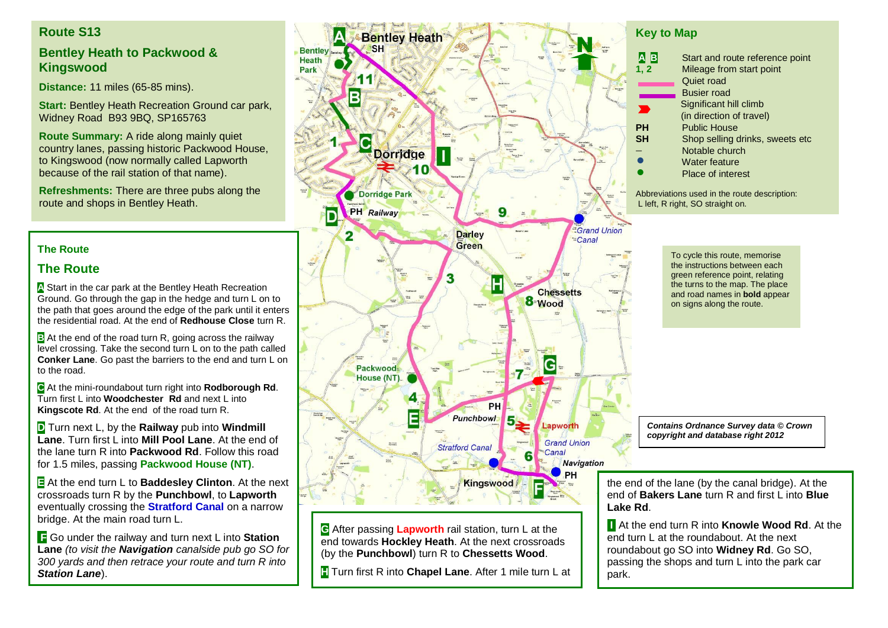## Route S13

### Bentley Heath to Packwood & Kingswood

**Distance:** 11 miles (65-85 mins).

**Start:** Bentley Heath Recreation Ground car park, Widney Road B93 9BQ, SP165763

**Route Summary:** A ride along mainly quiet country lanes, passing historic Packwood House, to Kingswood (now normally called Lapworth because of the rail station of that name).

**Refreshments:** There are three pubs along the route and shops in Bentley Heath.

## Key to Map

- **A B** Start and route reference point
- **1, 2** Mileage from start point
- Quiet road
- Busier road
- Significant hill climb (in direction of travel)
- **PH** Public House
- **SH** Shop selling drinks, sweets etc
- Notable church
- Water feature
- Place of interest

Abbreviations used in the route description: L left, R right, SO straight on.

To cycle this route, memorise the instructions between each green reference point, relating the turns to the map. The place and road names in **bold** appear on signs along the route.

*Contains Ordnance Survey data © Crown copyright and database right 2012*

## The Route

**A** Start in the car park at the Bentley Heath Recreation Ground. Go through the gap in the hedge and turn L on to the path that goes around the edge of the park until it enters the residential road. At the end of **Redhouse Close** turn R.

**B** At the end of the road turn R, going across the railway level crossing. Take the second turn L on to the path called **Conker Lane**. Go past the barriers to the end and turn L on to the road.

**C** At the mini-roundabout turn right into **Rodborough Rd**. Turn first L into **Woodchester Rd** and next L into **Kingscote Rd**. At the end of the road turn R.

**D** Turn next L, by the **Railway** pub into **Windmill Lane**. Turn first L into **Mill Pool Lane**. At the end of the lane turn R into **Packwood Rd**. Follow this road for 1.5 miles, passing **Packwood House (NT)**.

**E** At the end turn L to **Baddesley Clinton**. At the next crossroads turn R by the **Punchbowl**, to **Lapworth** eventually crossing the **Stratford Canal** on a narrow bridge. At the main road turn L.

**F** Go under the railway and turn next L into **Station Lane** *(to visit the **Navigation** canalside pub go SO for 300 yards and then retrace your route and turn R into **Station Lane**)*.

**G** After passing **Lapworth** rail station, turn L at the end towards **Hockley Heath**. At the next crossroads (by the **Punchbowl**) turn R to **Chessetts Wood**.

**H** Turn first R into **Chapel Lane**. After 1 mile turn L at the end of the lane (by the canal bridge). At the end of **Bakers Lane** turn R and first L into **Blue Lake Rd**.

**I** At the end turn R into **Knowle Wood Rd**. At the end turn L at the roundabout. At the next roundabout go SO into **Widney Rd**. Go SO, passing the shops and turn L into the park car park.